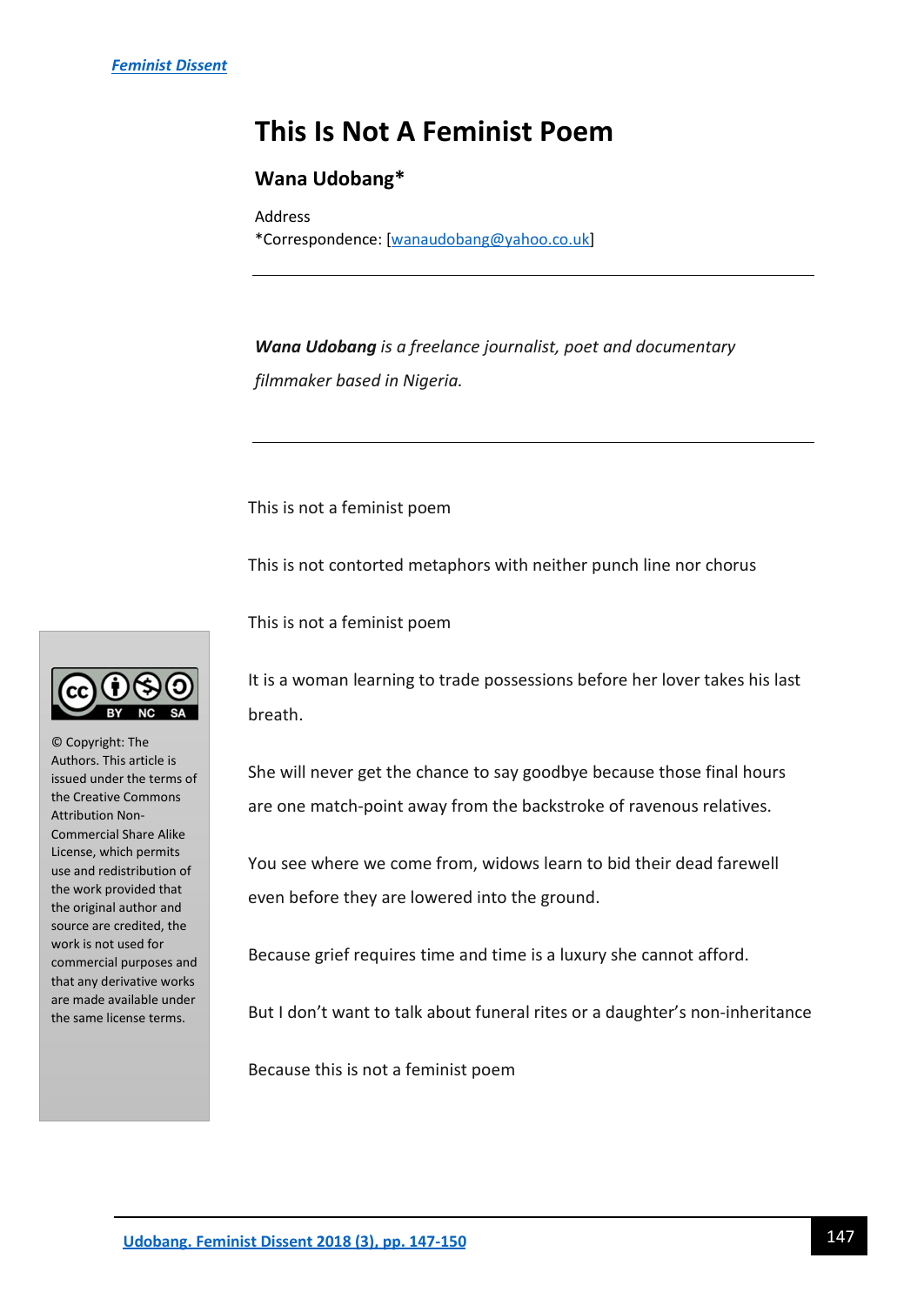Feminist Dissent

# This Is Not A Feminist Poem

## Wana Udobang*

Address

*Correspondence: [wanaudobang@yahoo.co.uk]

---

***Wana Udobang** is a freelance journalist, poet and documentary filmmaker based in Nigeria.*

---

This is not a feminist poem

This is not contorted metaphors with neither punch line nor chorus

This is not a feminist poem

It is a woman learning to trade possessions before her lover takes his last breath.

She will never get the chance to say goodbye because those final hours are one match-point away from the backstroke of ravenous relatives.

You see where we come from, widows learn to bid their dead farewell even before they are lowered into the ground.

Because grief requires time and time is a luxury she cannot afford.

But I don't want to talk about funeral rites or a daughter's non-inheritance

Because this is not a feminist poem

© Copyright: The Authors. This article is issued under the terms of the Creative Commons Attribution Non-Commercial Share Alike License, which permits use and redistribution of the work provided that the original author and source are credited, the work is not used for commercial purposes and that any derivative works are made available under the same license terms.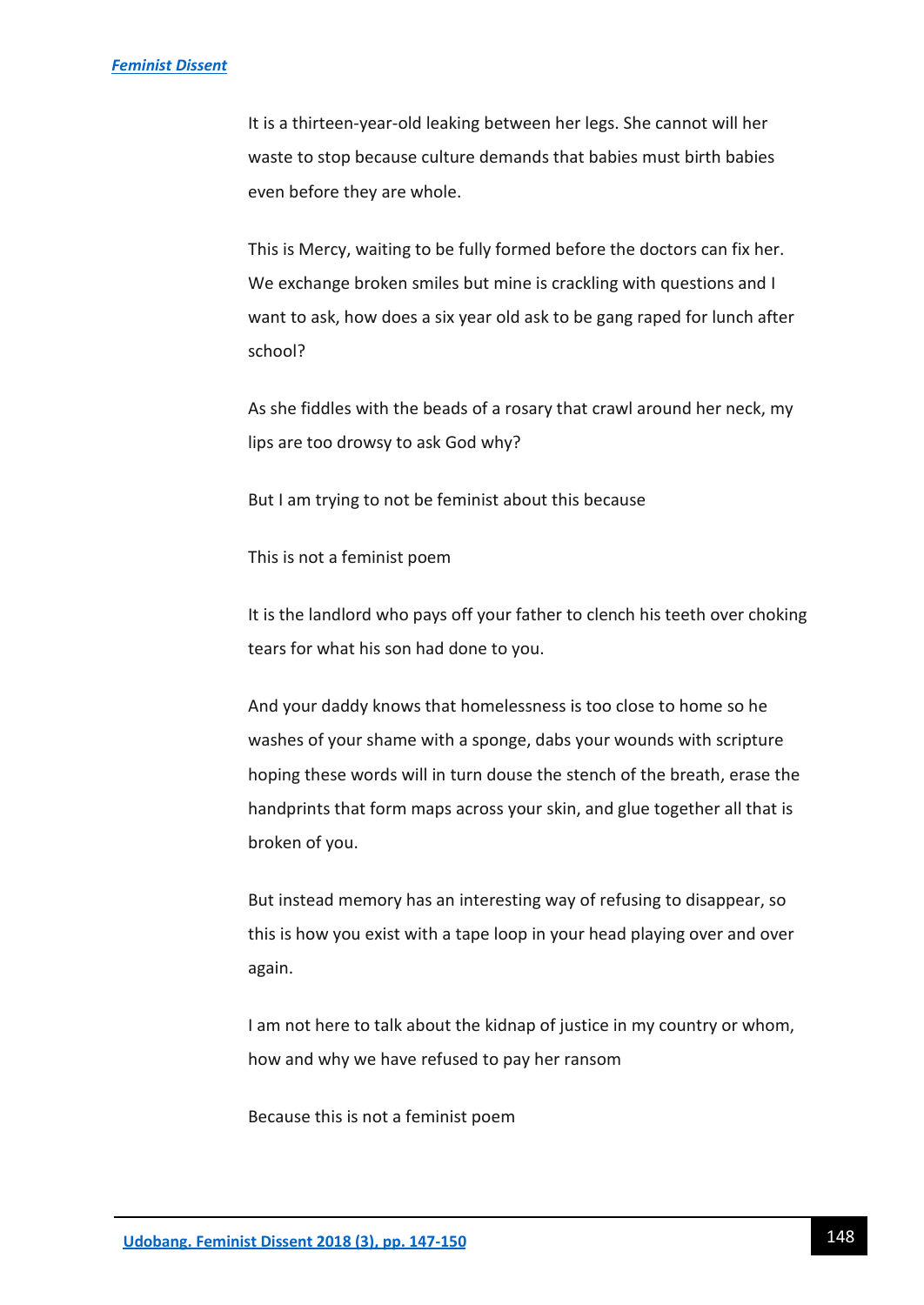It is a thirteen-year-old leaking between her legs. She cannot will her waste to stop because culture demands that babies must birth babies even before they are whole.

This is Mercy, waiting to be fully formed before the doctors can fix her. We exchange broken smiles but mine is crackling with questions and I want to ask, how does a six year old ask to be gang raped for lunch after school?

As she fiddles with the beads of a rosary that crawl around her neck, my lips are too drowsy to ask God why?

But I am trying to not be feminist about this because

This is not a feminist poem

It is the landlord who pays off your father to clench his teeth over choking tears for what his son had done to you.

And your daddy knows that homelessness is too close to home so he washes of your shame with a sponge, dabs your wounds with scripture hoping these words will in turn douse the stench of the breath, erase the handprints that form maps across your skin, and glue together all that is broken of you.

But instead memory has an interesting way of refusing to disappear, so this is how you exist with a tape loop in your head playing over and over again.

I am not here to talk about the kidnap of justice in my country or whom, how and why we have refused to pay her ransom

Because this is not a feminist poem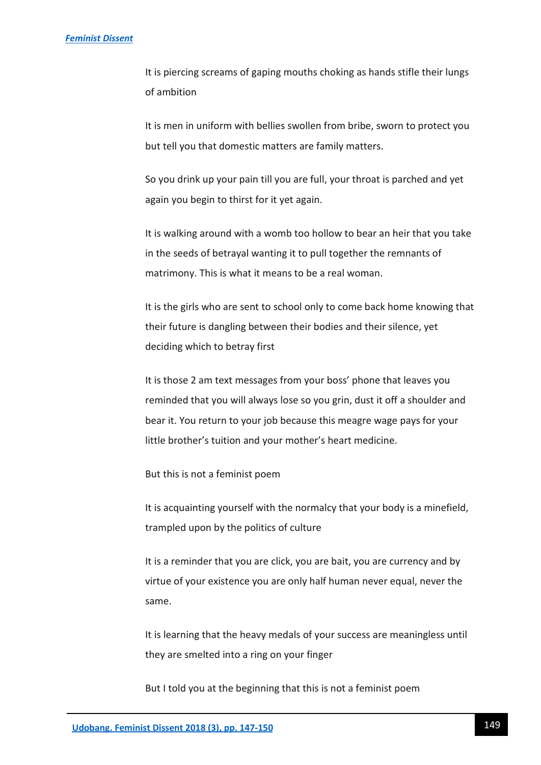It is piercing screams of gaping mouths choking as hands stifle their lungs of ambition

It is men in uniform with bellies swollen from bribe, sworn to protect you but tell you that domestic matters are family matters.

So you drink up your pain till you are full, your throat is parched and yet again you begin to thirst for it yet again.

It is walking around with a womb too hollow to bear an heir that you take in the seeds of betrayal wanting it to pull together the remnants of matrimony. This is what it means to be a real woman.

It is the girls who are sent to school only to come back home knowing that their future is dangling between their bodies and their silence, yet deciding which to betray first

It is those 2 am text messages from your boss' phone that leaves you reminded that you will always lose so you grin, dust it off a shoulder and bear it. You return to your job because this meagre wage pays for your little brother's tuition and your mother's heart medicine.

But this is not a feminist poem

It is acquainting yourself with the normalcy that your body is a minefield, trampled upon by the politics of culture

It is a reminder that you are click, you are bait, you are currency and by virtue of your existence you are only half human never equal, never the same.

It is learning that the heavy medals of your success are meaningless until they are smelted into a ring on your finger

But I told you at the beginning that this is not a feminist poem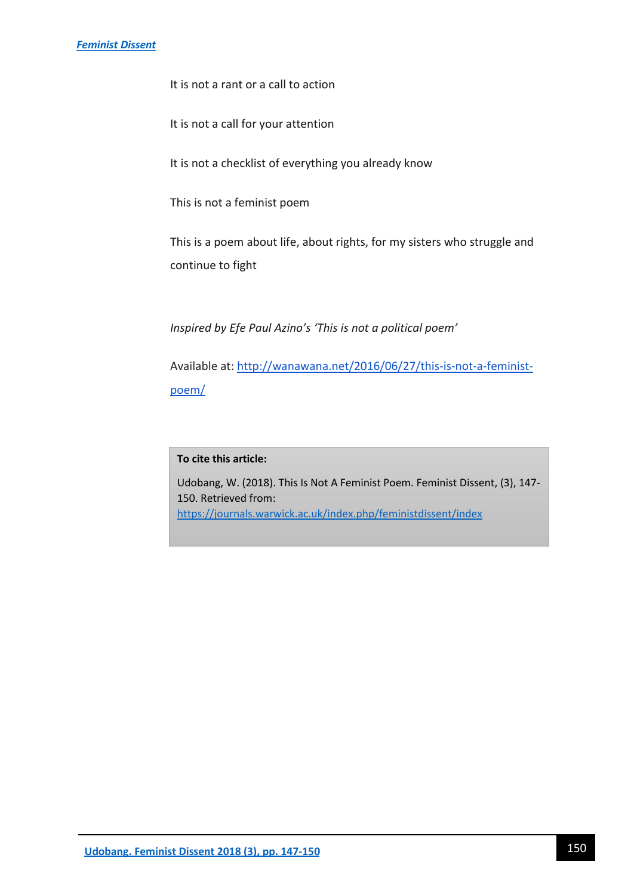It is not a rant or a call to action

It is not a call for your attention

It is not a checklist of everything you already know

This is not a feminist poem

This is a poem about life, about rights, for my sisters who struggle and continue to fight

*Inspired by Efe Paul Azino's 'This is not a political poem'*

Available at: http://wanawana.net/2016/06/27/this-is-not-a-feminist-poem/

**To cite this article:**

Udobang, W. (2018). This Is Not A Feminist Poem. Feminist Dissent, (3), 147-150. Retrieved from: https://journals.warwick.ac.uk/index.php/feministdissent/index